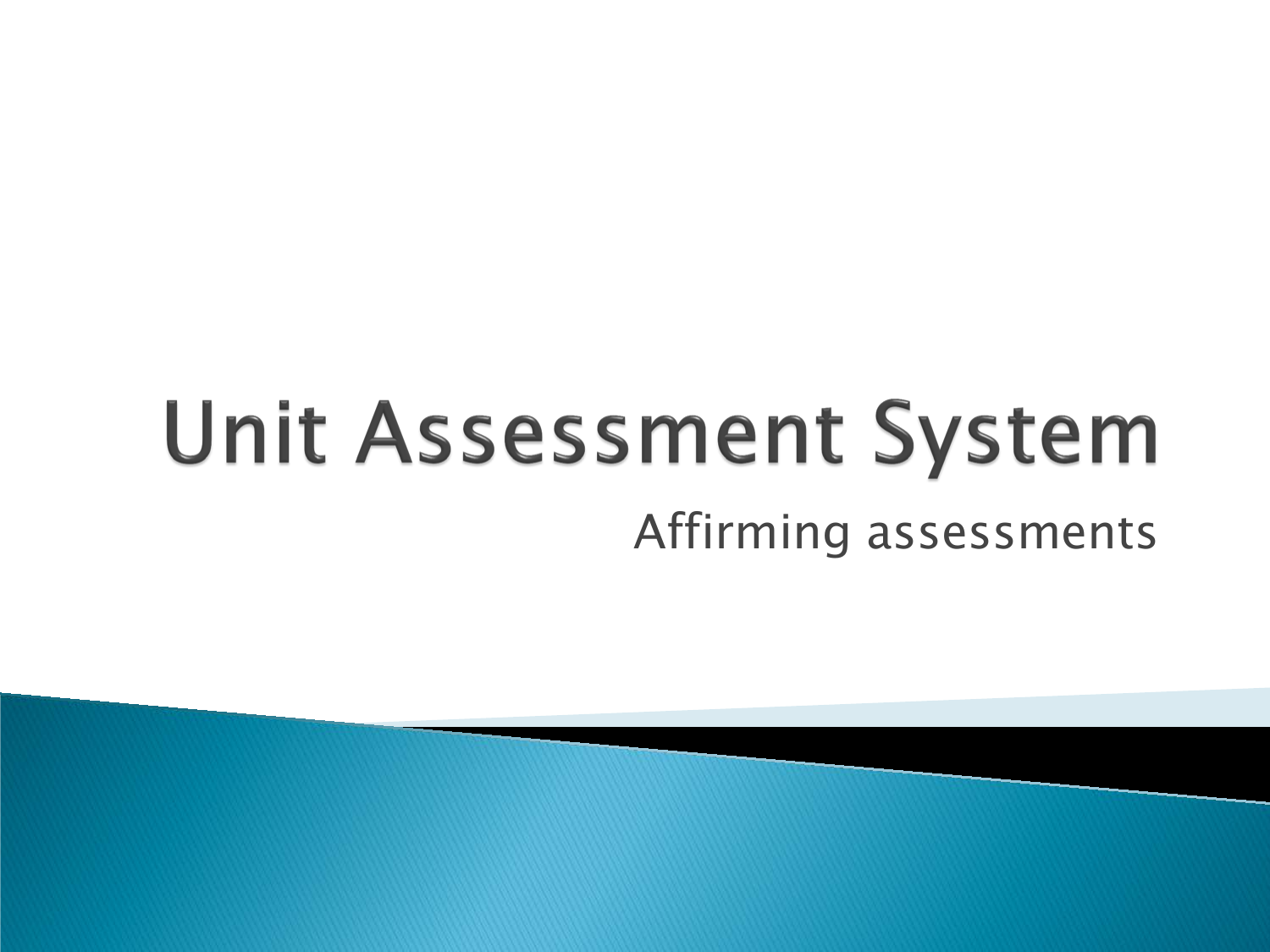# Unit Assessment System

Affirming assessments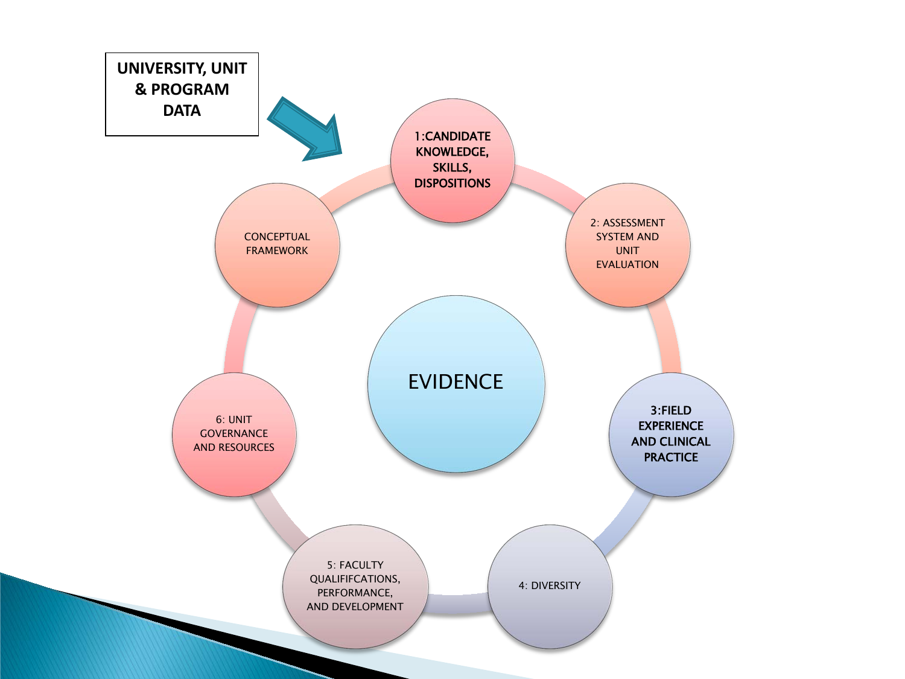**UNIVERSITY, UNIT & PROGRAM DATA**

**1:CANDIDATE KNOWLEDGE, SKILLS, DISPOSITIONS**

2: ASSESSMENT SYSTEM AND UNIT EVALUATION

**3:FIELD EXPERIENCE AND CLINICAL PRACTICE**

4: DIVERSITY

5: FACULTY QUALIFIFCATIONS, PERFORMANCE, AND DEVELOPMENT

6: UNIT GOVERNANCE AND RESOURCES

CONCEPTUAL FRAMEWORK

EVIDENCE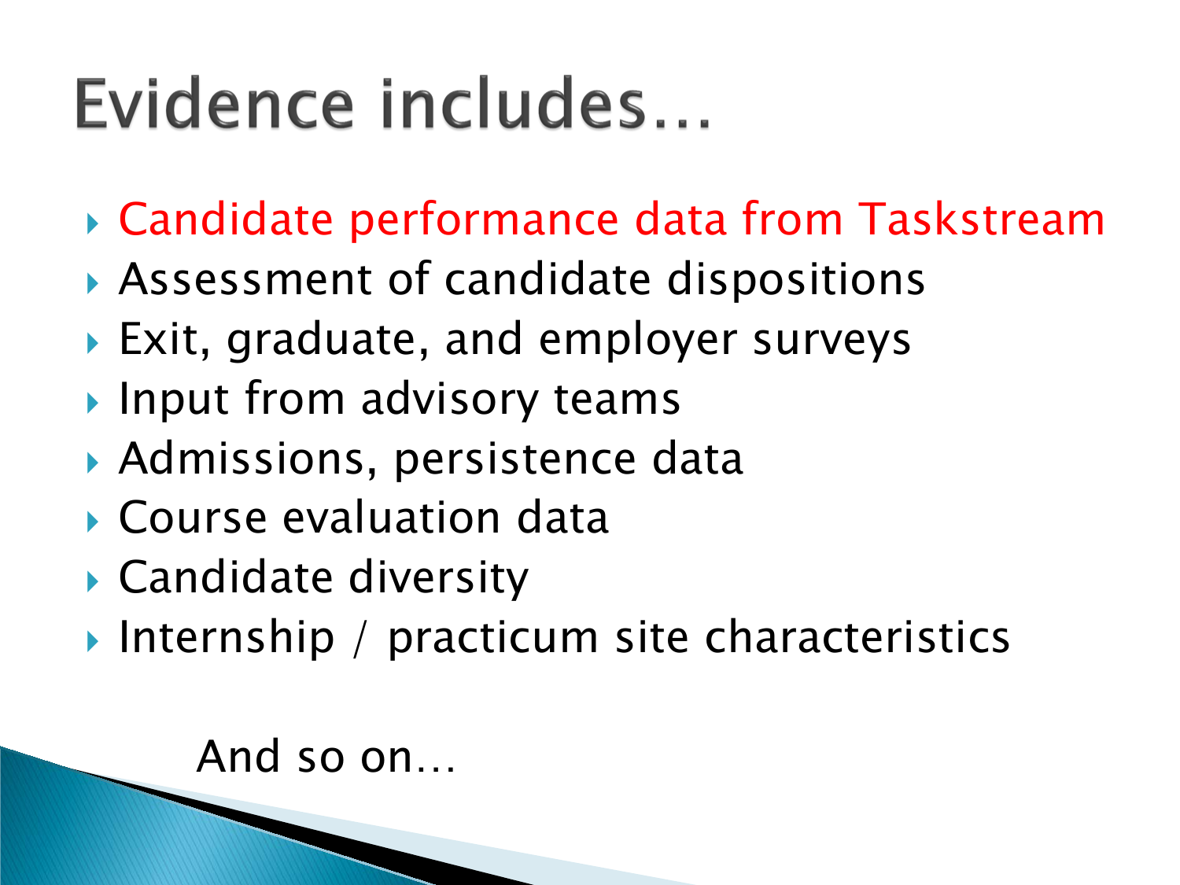# Evidence includes…

- Candidate performance data from Taskstream
- Assessment of candidate dispositions
- Exit, graduate, and employer surveys
- Input from advisory teams
- Admissions, persistence data
- Course evaluation data
- Candidate diversity
- Internship / practicum site characteristics

And so on…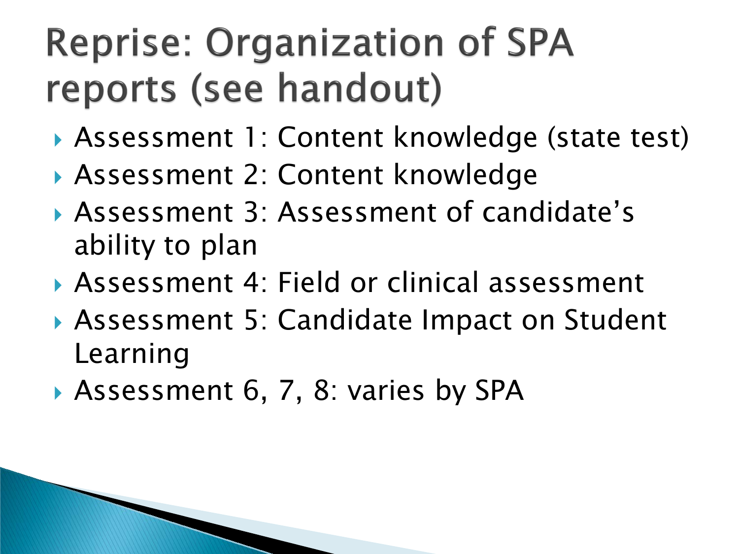# Reprise: Organization of SPA reports (see handout)

- Assessment 1: Content knowledge (state test)
- Assessment 2: Content knowledge
- Assessment 3: Assessment of candidate's ability to plan
- Assessment 4: Field or clinical assessment
- Assessment 5: Candidate Impact on Student Learning
- Assessment 6, 7, 8: varies by SPA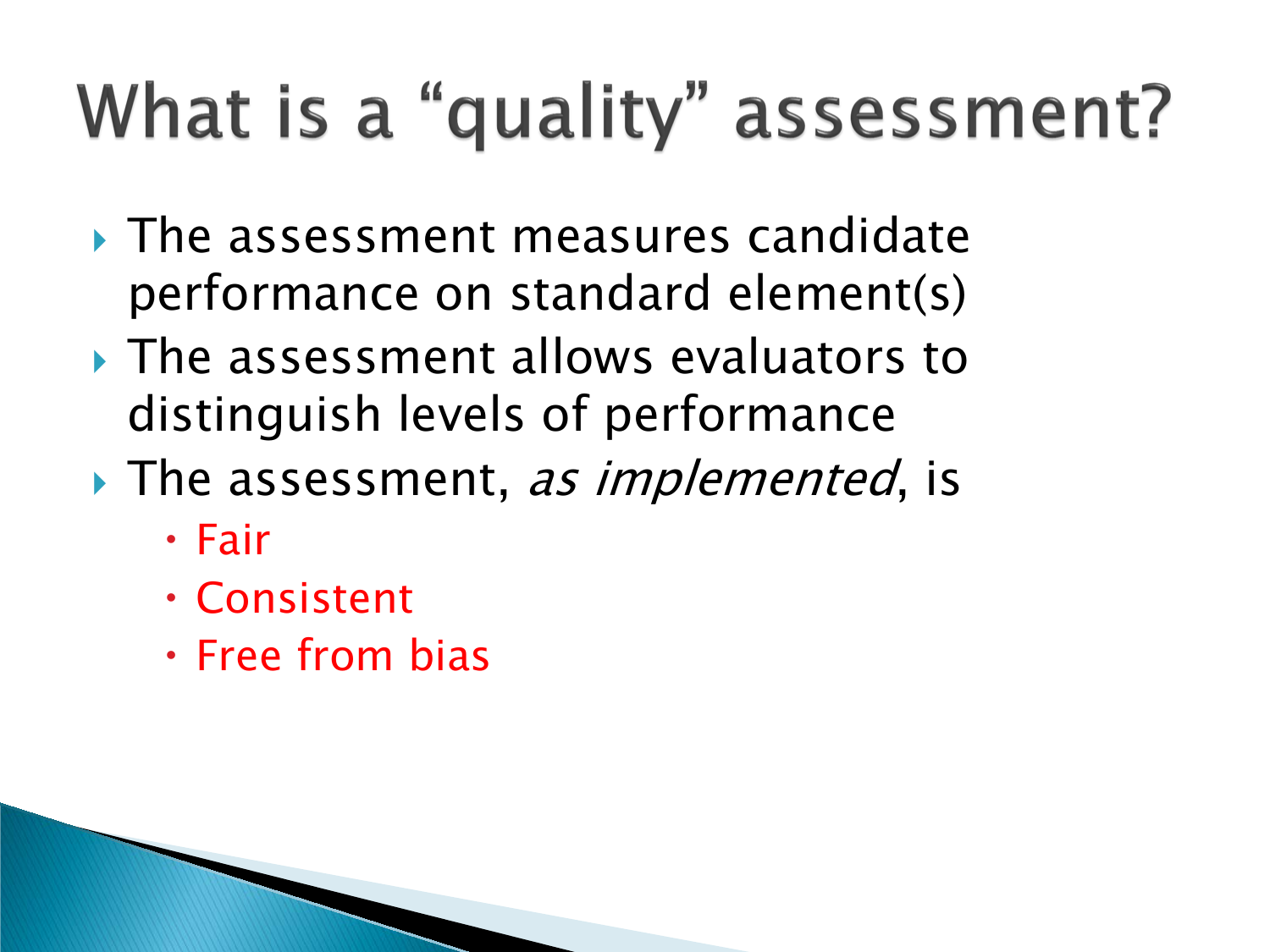# What is a "quality" assessment?

- The assessment measures candidate performance on standard element(s)
- The assessment allows evaluators to distinguish levels of performance
- The assessment, *as implemented*, is
  - Fair
  - Consistent
  - Free from bias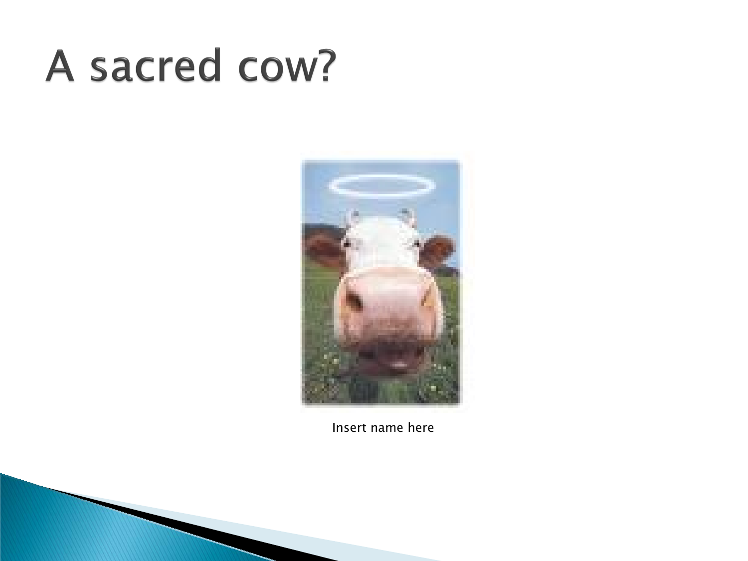# A sacred cow?

Insert name here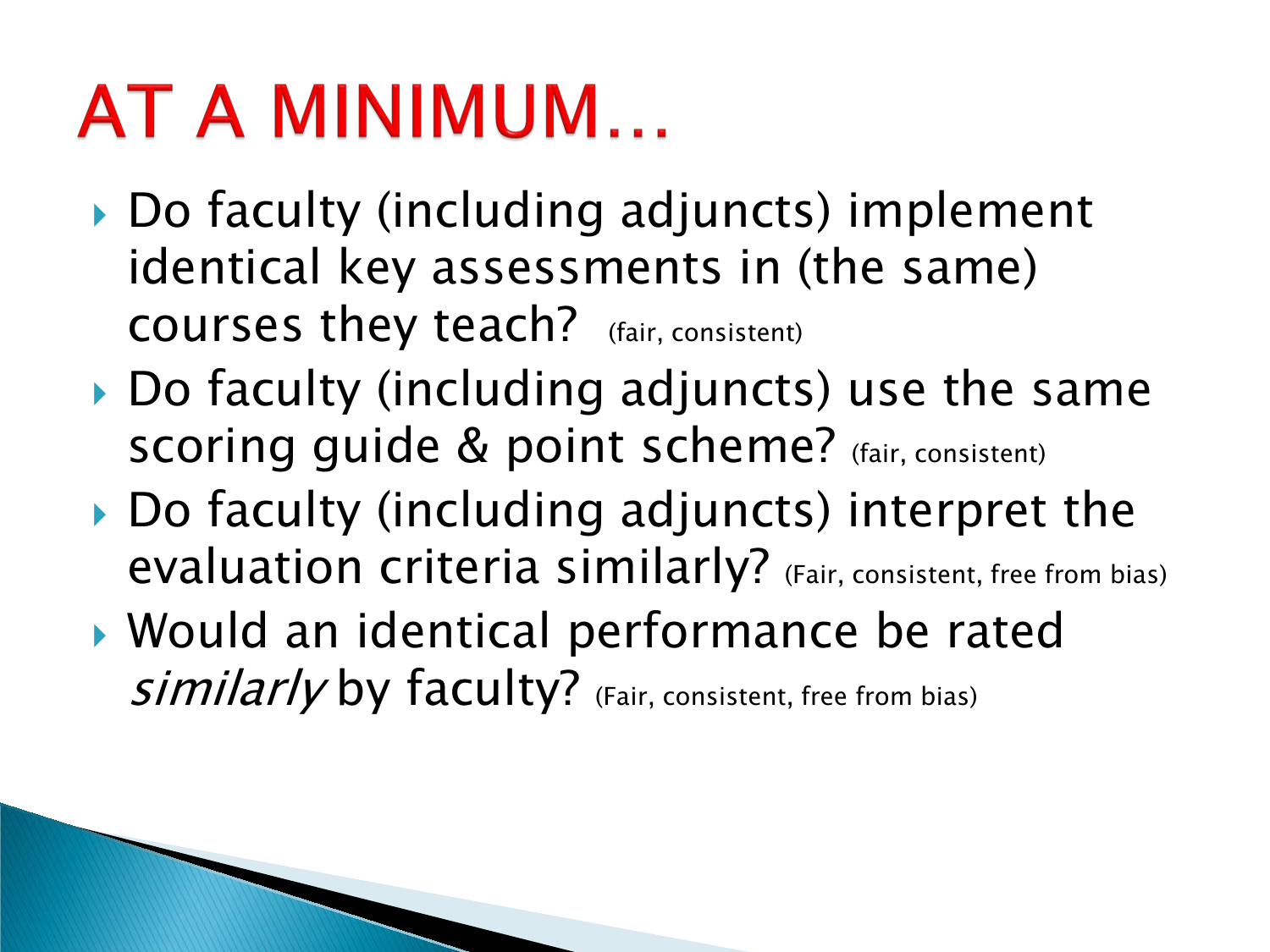# AT A MINIMUM…

- Do faculty (including adjuncts) implement identical key assessments in (the same) courses they teach? (fair, consistent)
- Do faculty (including adjuncts) use the same scoring guide & point scheme? (fair, consistent)
- Do faculty (including adjuncts) interpret the evaluation criteria similarly? (Fair, consistent, free from bias)
- Would an identical performance be rated *similarly* by faculty? (Fair, consistent, free from bias)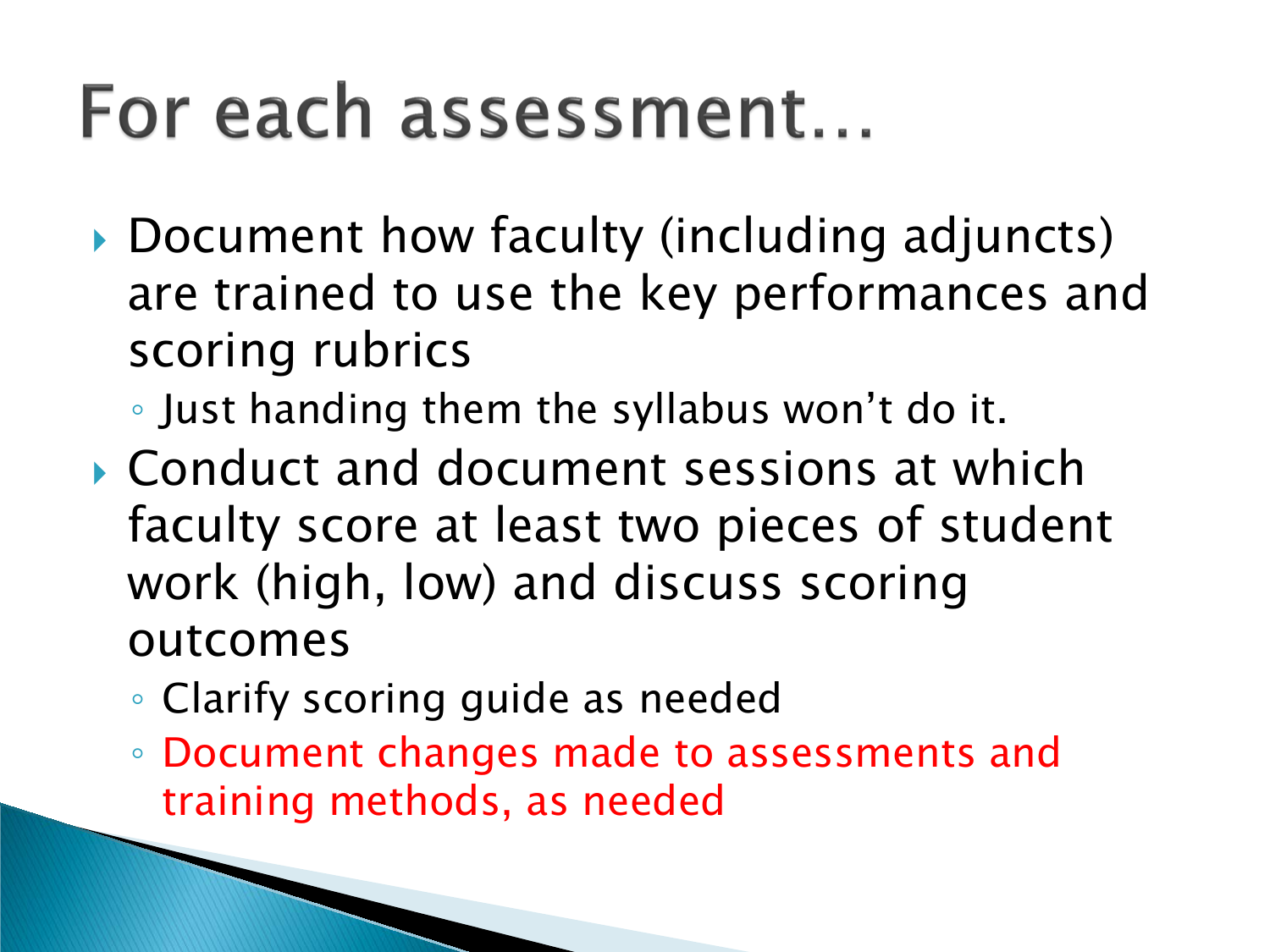# For each assessment…

- Document how faculty (including adjuncts) are trained to use the key performances and scoring rubrics
  - Just handing them the syllabus won't do it.
- Conduct and document sessions at which faculty score at least two pieces of student work (high, low) and discuss scoring outcomes
  - Clarify scoring guide as needed
  - Document changes made to assessments and training methods, as needed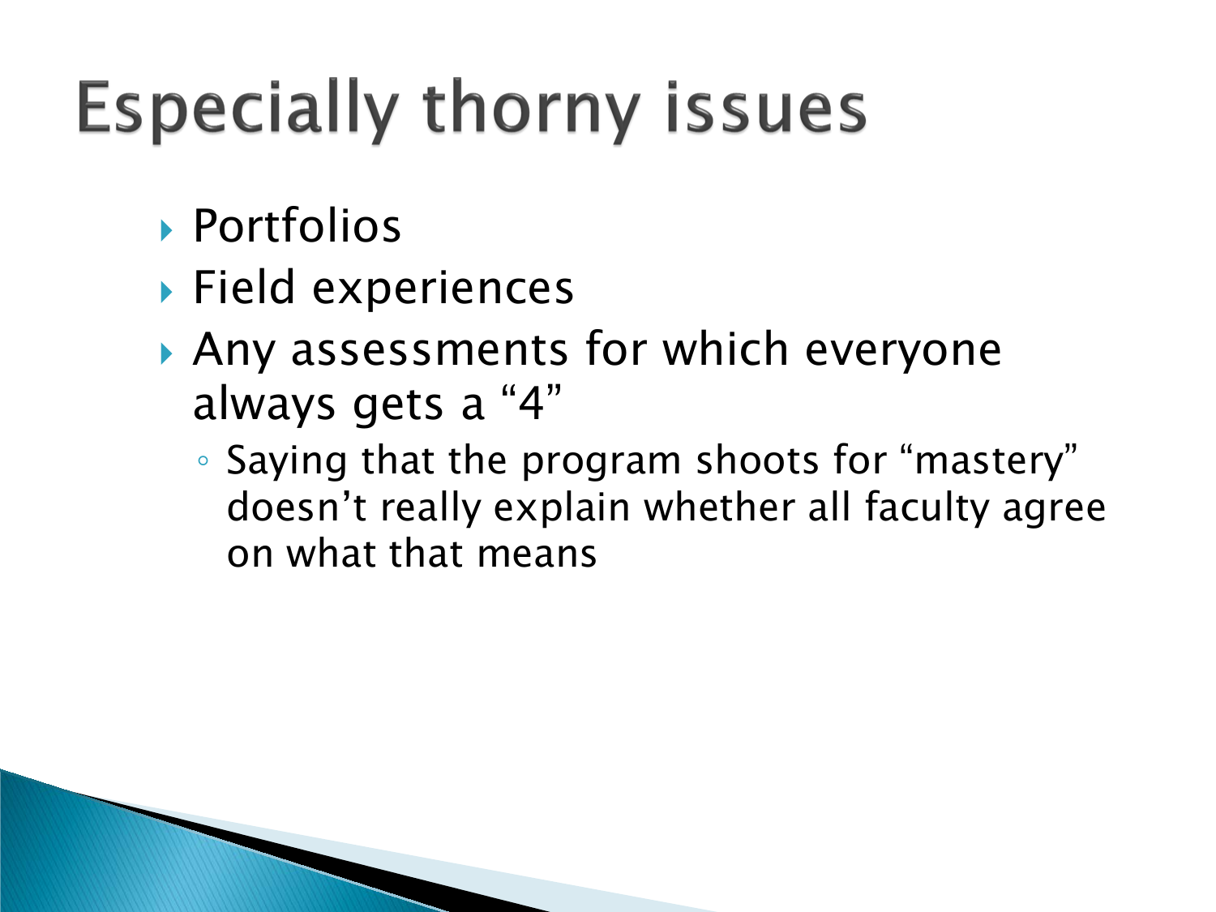# Especially thorny issues

- Portfolios
- Field experiences
- Any assessments for which everyone always gets a "4"
  - Saying that the program shoots for "mastery" doesn't really explain whether all faculty agree on what that means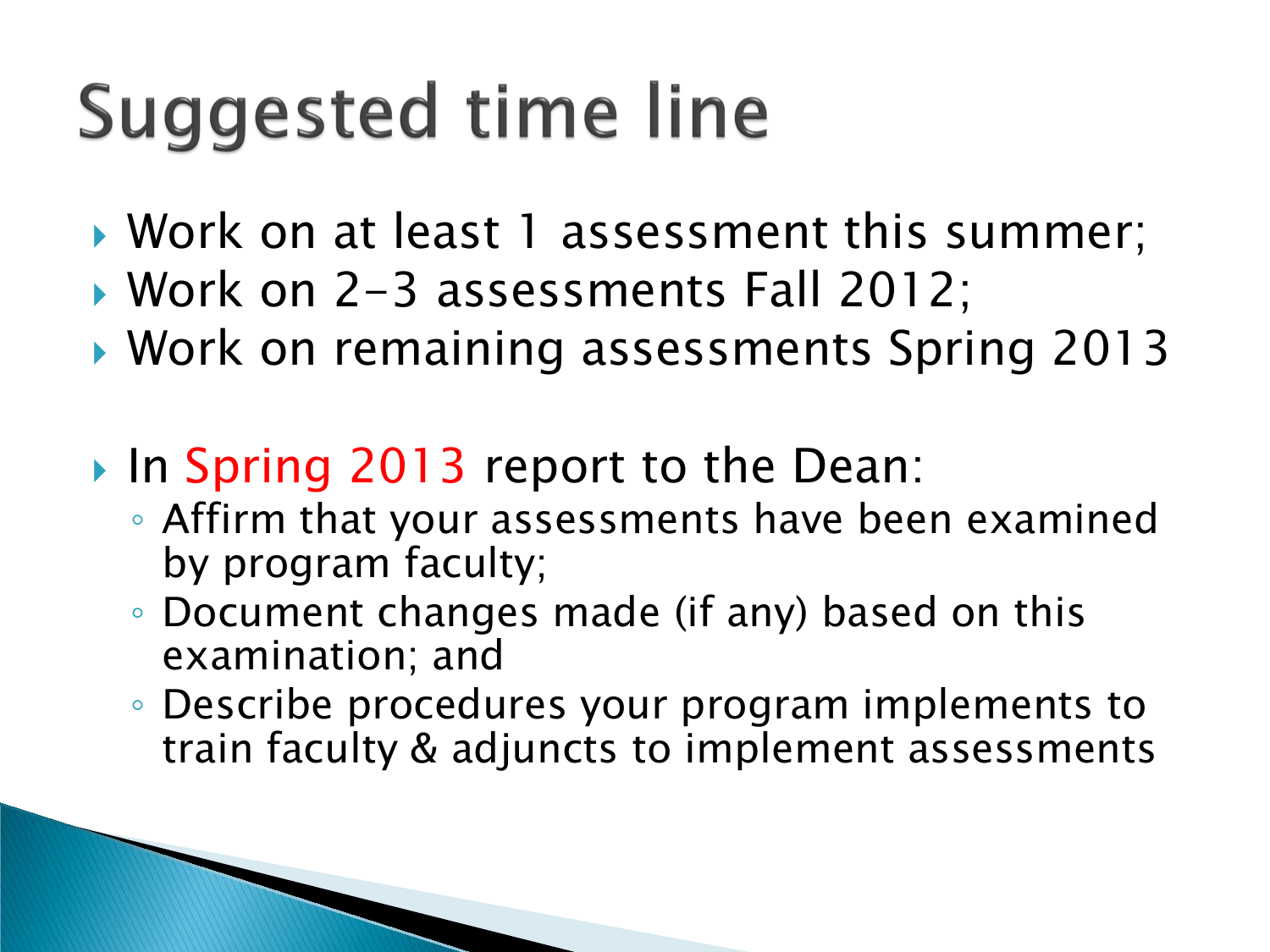# Suggested time line

- Work on at least 1 assessment this summer;
- Work on 2-3 assessments Fall 2012;
- Work on remaining assessments Spring 2013

- In Spring 2013 report to the Dean:
  - Affirm that your assessments have been examined by program faculty;
  - Document changes made (if any) based on this examination; and
  - Describe procedures your program implements to train faculty & adjuncts to implement assessments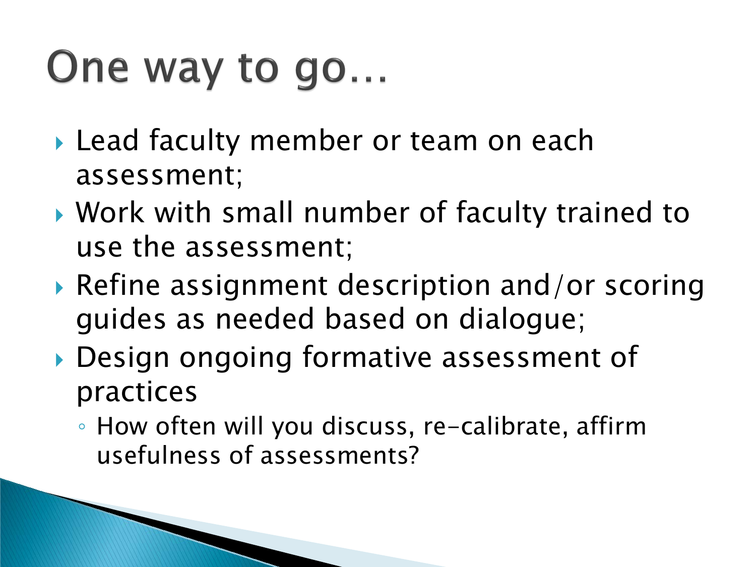# One way to go…

- Lead faculty member or team on each assessment;
- Work with small number of faculty trained to use the assessment;
- Refine assignment description and/or scoring guides as needed based on dialogue;
- Design ongoing formative assessment of practices
  - How often will you discuss, re-calibrate, affirm usefulness of assessments?